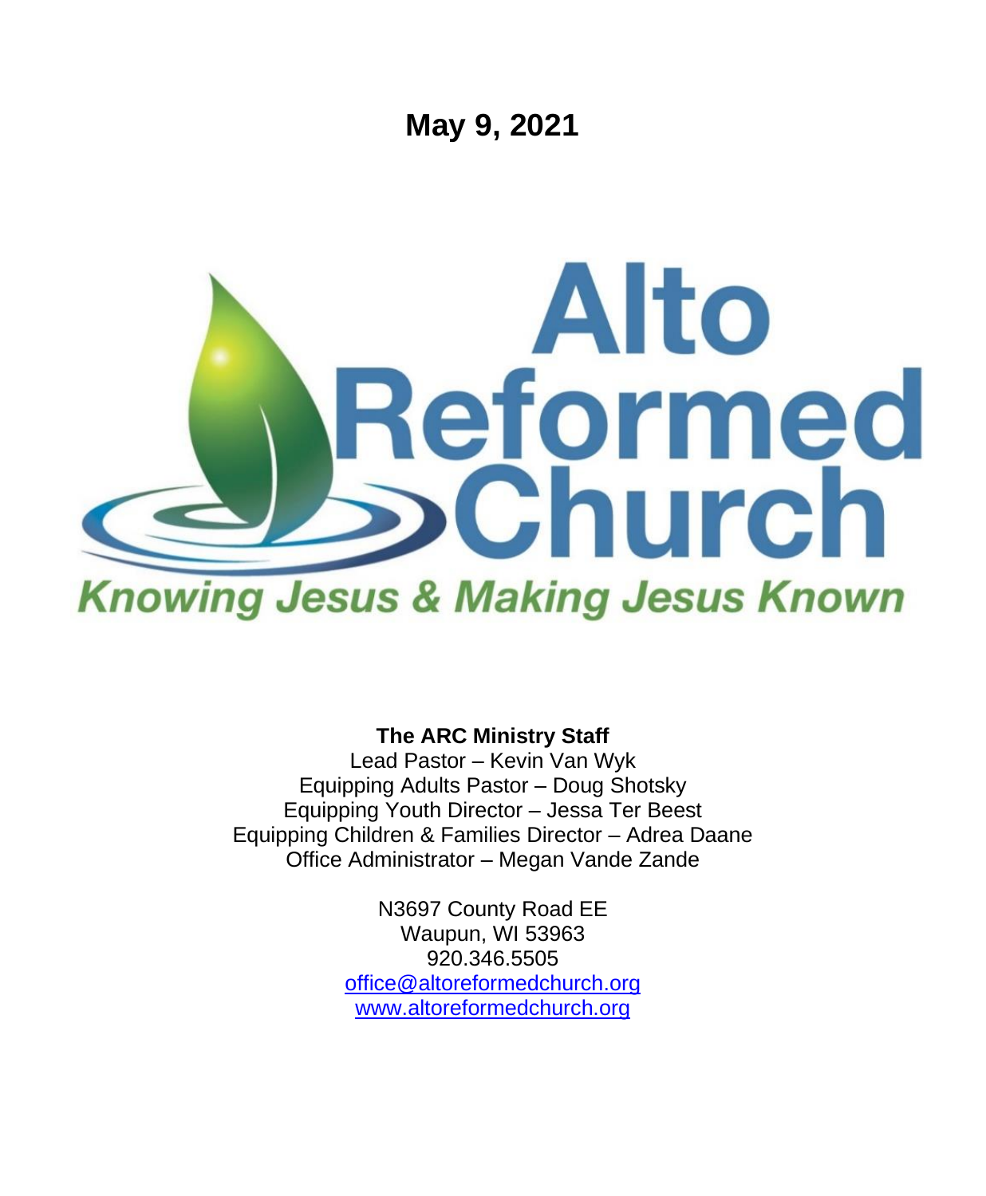# May 9, 2021

# Alto Reformed Church

*Knowing Jesus & Making Jesus Known*

**The ARC Ministry Staff**

Lead Pastor – Kevin Van Wyk
Equipping Adults Pastor – Doug Shotsky
Equipping Youth Director – Jessa Ter Beest
Equipping Children & Families Director – Adrea Daane
Office Administrator – Megan Vande Zande

N3697 County Road EE
Waupun, WI 53963
920.346.5505
office@altoreformedchurch.org
www.altoreformedchurch.org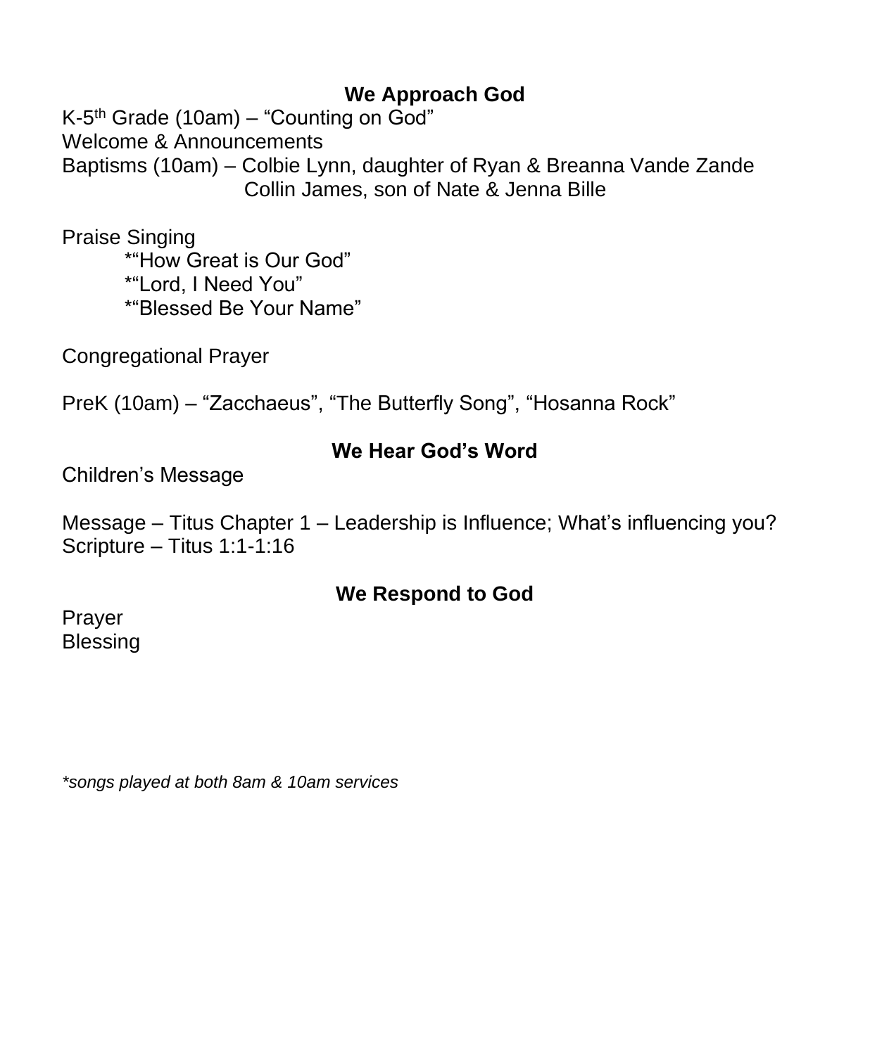## We Approach God

K-5th Grade (10am) – "Counting on God"
Welcome & Announcements
Baptisms (10am) – Colbie Lynn, daughter of Ryan & Breanna Vande Zande
Collin James, son of Nate & Jenna Bille

Praise Singing

- *"How Great is Our God"
- *"Lord, I Need You"
- *"Blessed Be Your Name"

Congregational Prayer

PreK (10am) – "Zacchaeus", "The Butterfly Song", "Hosanna Rock"

## We Hear God's Word

Children's Message

Message – Titus Chapter 1 – Leadership is Influence; What's influencing you?
Scripture – Titus 1:1-1:16

## We Respond to God

Prayer
Blessing

*\*songs played at both 8am & 10am services*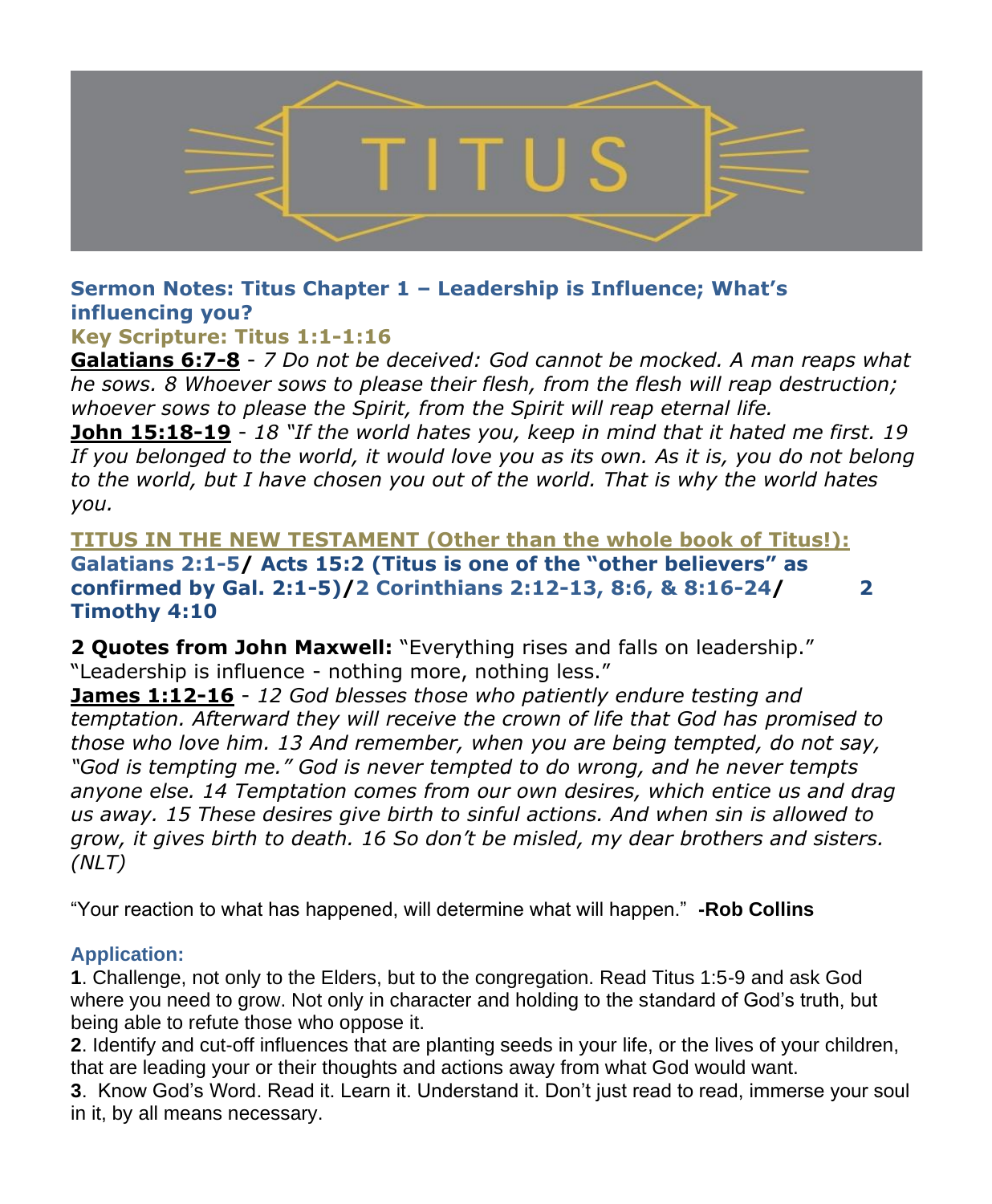# TITUS

## Sermon Notes: Titus Chapter 1 – Leadership is Influence; What's influencing you?

### Key Scripture: Titus 1:1-1:16

**Galatians 6:7-8** - *7 Do not be deceived: God cannot be mocked. A man reaps what he sows. 8 Whoever sows to please their flesh, from the flesh will reap destruction; whoever sows to please the Spirit, from the Spirit will reap eternal life.*

**John 15:18-19** - *18 "If the world hates you, keep in mind that it hated me first. 19 If you belonged to the world, it would love you as its own. As it is, you do not belong to the world, but I have chosen you out of the world. That is why the world hates you.*

**TITUS IN THE NEW TESTAMENT (Other than the whole book of Titus!):**
**Galatians 2:1-5/ Acts 15:2 (Titus is one of the "other believers" as confirmed by Gal. 2:1-5)/2 Corinthians 2:12-13, 8:6, & 8:16-24/ 2 Timothy 4:10**

**2 Quotes from John Maxwell:** "Everything rises and falls on leadership." "Leadership is influence - nothing more, nothing less."

**James 1:12-16** - *12 God blesses those who patiently endure testing and temptation. Afterward they will receive the crown of life that God has promised to those who love him. 13 And remember, when you are being tempted, do not say, "God is tempting me." God is never tempted to do wrong, and he never tempts anyone else. 14 Temptation comes from our own desires, which entice us and drag us away. 15 These desires give birth to sinful actions. And when sin is allowed to grow, it gives birth to death. 16 So don't be misled, my dear brothers and sisters. (NLT)*

"Your reaction to what has happened, will determine what will happen." **-Rob Collins**

### Application:

**1**. Challenge, not only to the Elders, but to the congregation. Read Titus 1:5-9 and ask God where you need to grow. Not only in character and holding to the standard of God's truth, but being able to refute those who oppose it.

**2**. Identify and cut-off influences that are planting seeds in your life, or the lives of your children, that are leading your or their thoughts and actions away from what God would want.

**3**. Know God's Word. Read it. Learn it. Understand it. Don't just read to read, immerse your soul in it, by all means necessary.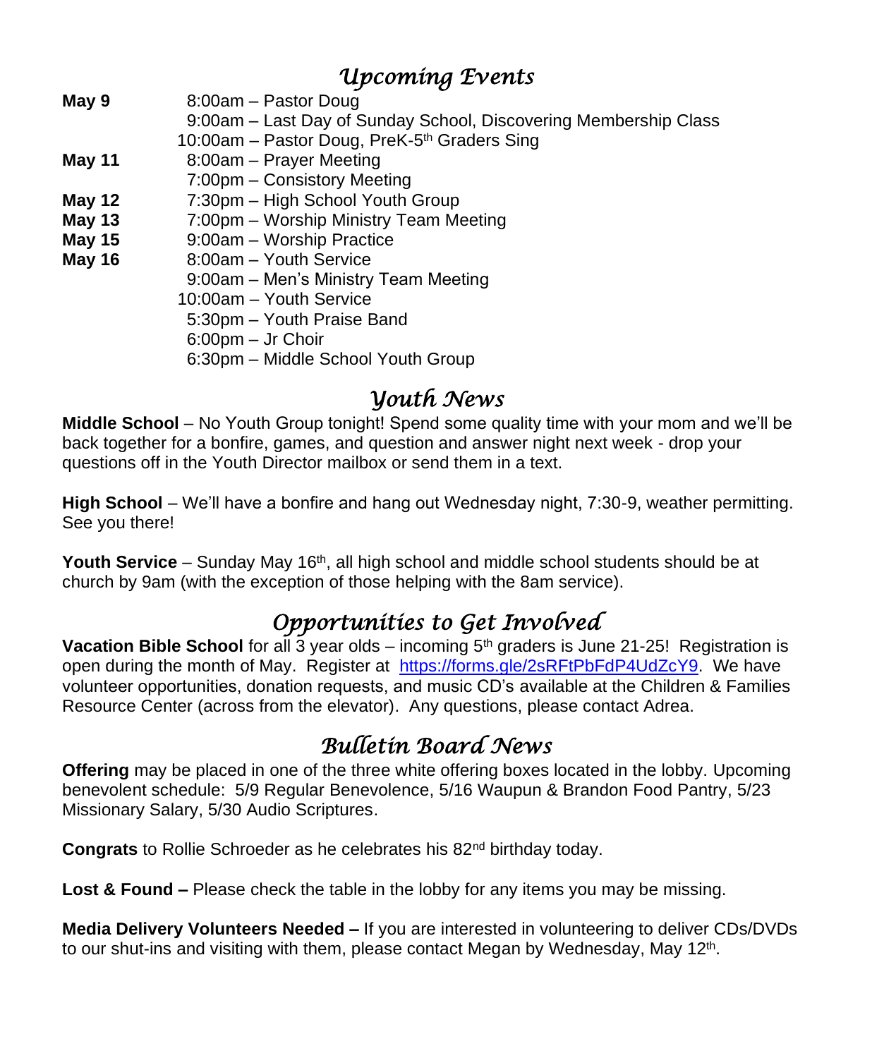## *Upcoming Events*

| | |
|---|---|
| **May 9** | 8:00am – Pastor Doug |
| | 9:00am – Last Day of Sunday School, Discovering Membership Class |
| | 10:00am – Pastor Doug, PreK-5th Graders Sing |
| **May 11** | 8:00am – Prayer Meeting |
| | 7:00pm – Consistory Meeting |
| **May 12** | 7:30pm – High School Youth Group |
| **May 13** | 7:00pm – Worship Ministry Team Meeting |
| **May 15** | 9:00am – Worship Practice |
| **May 16** | 8:00am – Youth Service |
| | 9:00am – Men's Ministry Team Meeting |
| | 10:00am – Youth Service |
| | 5:30pm – Youth Praise Band |
| | 6:00pm – Jr Choir |
| | 6:30pm – Middle School Youth Group |

## *Youth News*

**Middle School** – No Youth Group tonight! Spend some quality time with your mom and we'll be back together for a bonfire, games, and question and answer night next week - drop your questions off in the Youth Director mailbox or send them in a text.

**High School** – We'll have a bonfire and hang out Wednesday night, 7:30-9, weather permitting. See you there!

**Youth Service** – Sunday May 16th, all high school and middle school students should be at church by 9am (with the exception of those helping with the 8am service).

## *Opportunities to Get Involved*

**Vacation Bible School** for all 3 year olds – incoming 5th graders is June 21-25! Registration is open during the month of May. Register at https://forms.gle/2sRFtPbFdP4UdZcY9. We have volunteer opportunities, donation requests, and music CD's available at the Children & Families Resource Center (across from the elevator). Any questions, please contact Adrea.

## *Bulletin Board News*

**Offering** may be placed in one of the three white offering boxes located in the lobby. Upcoming benevolent schedule: 5/9 Regular Benevolence, 5/16 Waupun & Brandon Food Pantry, 5/23 Missionary Salary, 5/30 Audio Scriptures.

**Congrats** to Rollie Schroeder as he celebrates his 82nd birthday today.

**Lost & Found –** Please check the table in the lobby for any items you may be missing.

**Media Delivery Volunteers Needed –** If you are interested in volunteering to deliver CDs/DVDs to our shut-ins and visiting with them, please contact Megan by Wednesday, May 12th.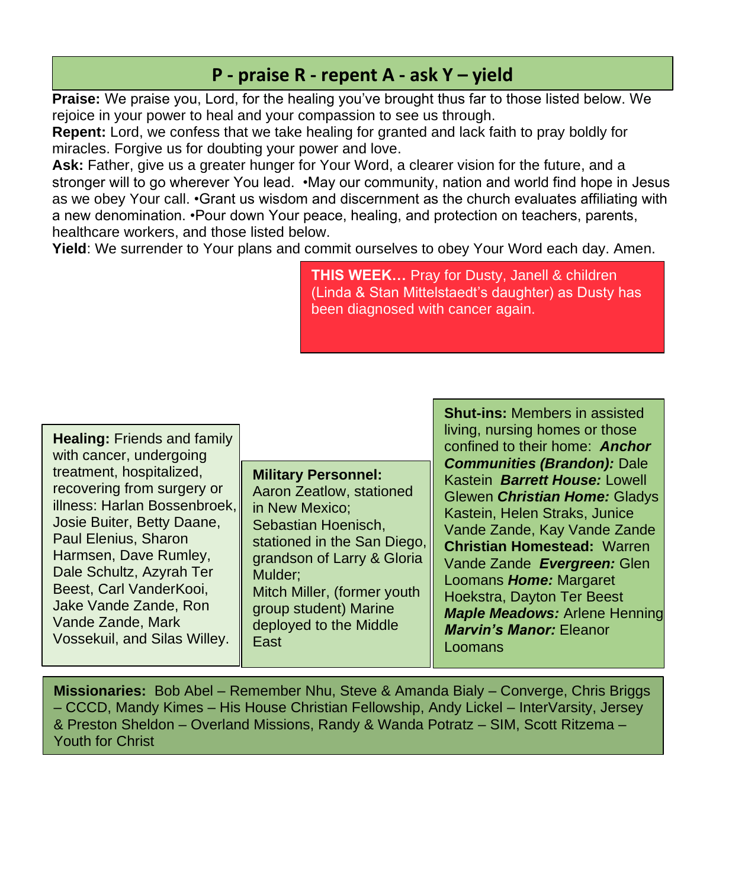## P - praise R - repent A - ask Y – yield

**Praise:** We praise you, Lord, for the healing you've brought thus far to those listed below. We rejoice in your power to heal and your compassion to see us through.

**Repent:** Lord, we confess that we take healing for granted and lack faith to pray boldly for miracles. Forgive us for doubting your power and love.

**Ask:** Father, give us a greater hunger for Your Word, a clearer vision for the future, and a stronger will to go wherever You lead. •May our community, nation and world find hope in Jesus as we obey Your call. •Grant us wisdom and discernment as the church evaluates affiliating with a new denomination. •Pour down Your peace, healing, and protection on teachers, parents, healthcare workers, and those listed below.

**Yield**: We surrender to Your plans and commit ourselves to obey Your Word each day. Amen.

**THIS WEEK…** Pray for Dusty, Janell & children (Linda & Stan Mittelstaedt's daughter) as Dusty has been diagnosed with cancer again.

**Healing:** Friends and family with cancer, undergoing treatment, hospitalized, recovering from surgery or illness: Harlan Bossenbroek, Josie Buiter, Betty Daane, Paul Elenius, Sharon Harmsen, Dave Rumley, Dale Schultz, Azyrah Ter Beest, Carl VanderKooi, Jake Vande Zande, Ron Vande Zande, Mark Vossekuil, and Silas Willey.

**Military Personnel:**
Aaron Zeatlow, stationed in New Mexico;
Sebastian Hoenisch, stationed in the San Diego, grandson of Larry & Gloria Mulder;
Mitch Miller, (former youth group student) Marine deployed to the Middle East

**Shut-ins:** Members in assisted living, nursing homes or those confined to their home: ***Anchor Communities (Brandon):*** Dale Kastein ***Barrett House:*** Lowell Glewen ***Christian Home:*** Gladys Kastein, Helen Straks, Junice Vande Zande, Kay Vande Zande **Christian Homestead:** Warren Vande Zande ***Evergreen:*** Glen Loomans ***Home:*** Margaret Hoekstra, Dayton Ter Beest ***Maple Meadows:*** Arlene Henning ***Marvin's Manor:*** Eleanor Loomans

**Missionaries:** Bob Abel – Remember Nhu, Steve & Amanda Bialy – Converge, Chris Briggs – CCCD, Mandy Kimes – His House Christian Fellowship, Andy Lickel – InterVarsity, Jersey & Preston Sheldon – Overland Missions, Randy & Wanda Potratz – SIM, Scott Ritzema – Youth for Christ